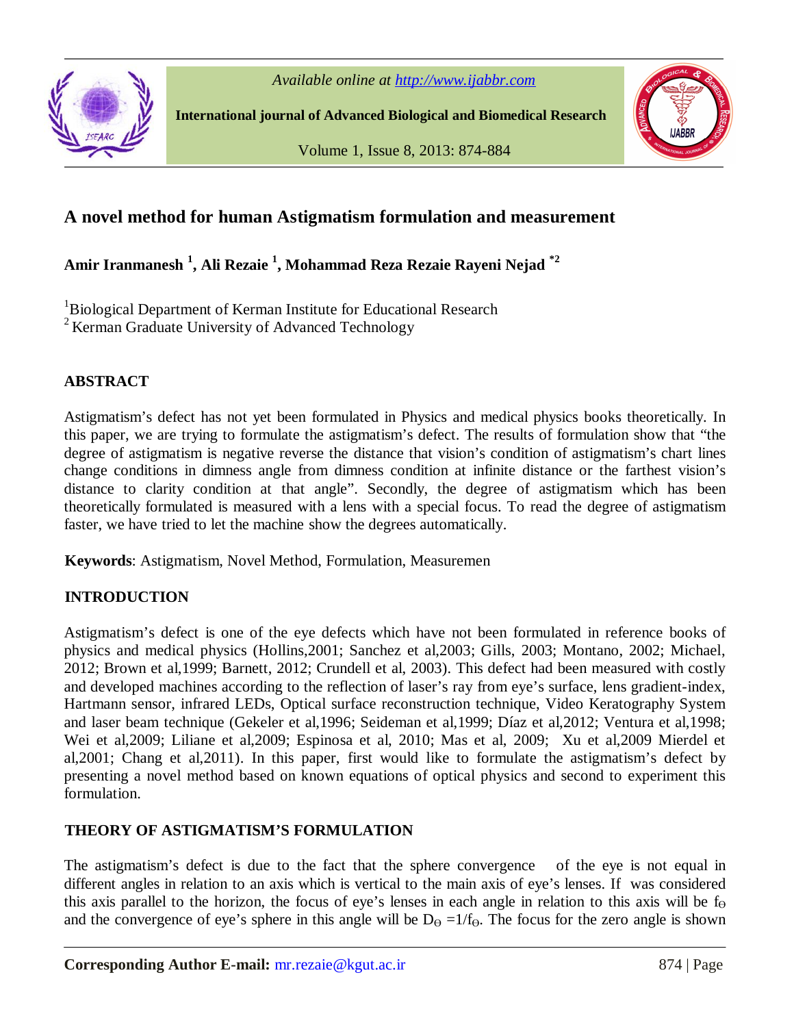# A novel method for human Astigmatism formulation and measurement

**Amir Iranmanesh [1], Ali Rezaie [1], Mohammad Reza Rezaie Rayeni Nejad [*2]**

[1]Biological Department of Kerman Institute for Educational Research
[2] Kerman Graduate University of Advanced Technology

## ABSTRACT

Astigmatism's defect has not yet been formulated in Physics and medical physics books theoretically. In this paper, we are trying to formulate the astigmatism's defect. The results of formulation show that "the degree of astigmatism is negative reverse the distance that vision's condition of astigmatism's chart lines change conditions in dimness angle from dimness condition at infinite distance or the farthest vision's distance to clarity condition at that angle". Secondly, the degree of astigmatism which has been theoretically formulated is measured with a lens with a special focus. To read the degree of astigmatism faster, we have tried to let the machine show the degrees automatically.

**Keywords**: Astigmatism, Novel Method, Formulation, Measuremen

## INTRODUCTION

Astigmatism's defect is one of the eye defects which have not been formulated in reference books of physics and medical physics (Hollins,2001; Sanchez et al,2003; Gills, 2003; Montano, 2002; Michael, 2012; Brown et al,1999; Barnett, 2012; Crundell et al, 2003). This defect had been measured with costly and developed machines according to the reflection of laser's ray from eye's surface, lens gradient-index, Hartmann sensor, infrared LEDs, Optical surface reconstruction technique, Video Keratography System and laser beam technique (Gekeler et al,1996; Seideman et al,1999; Díaz et al,2012; Ventura et al,1998; Wei et al,2009; Liliane et al,2009; Espinosa et al, 2010; Mas et al, 2009; Xu et al,2009 Mierdel et al,2001; Chang et al,2011). In this paper, first would like to formulate the astigmatism's defect by presenting a novel method based on known equations of optical physics and second to experiment this formulation.

## THEORY OF ASTIGMATISM'S FORMULATION

The astigmatism's defect is due to the fact that the sphere convergence of the eye is not equal in different angles in relation to an axis which is vertical to the main axis of eye's lenses. If was considered this axis parallel to the horizon, the focus of eye's lenses in each angle in relation to this axis will be $f_\Theta$ and the convergence of eye's sphere in this angle will be $D_\Theta = 1/f_\Theta$. The focus for the zero angle is shown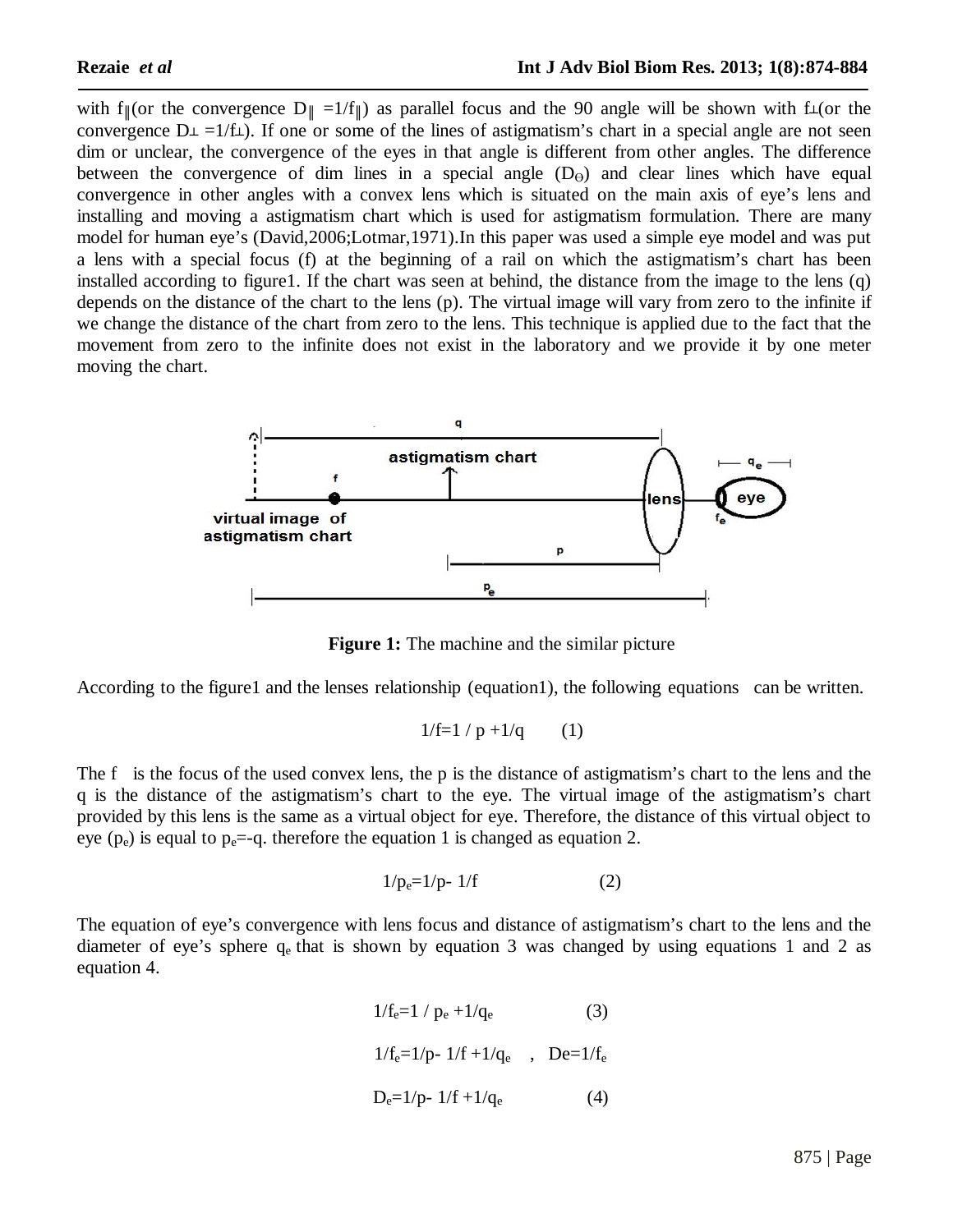with $f_{\|}$(or the convergence $D_{\|} = 1/f_{\|}$) as parallel focus and the 90 angle will be shown with $f_{\perp}$(or the convergence $D_{\perp} = 1/f_{\perp}$). If one or some of the lines of astigmatism's chart in a special angle are not seen dim or unclear, the convergence of the eyes in that angle is different from other angles. The difference between the convergence of dim lines in a special angle ($D_{\Theta}$) and clear lines which have equal convergence in other angles with a convex lens which is situated on the main axis of eye's lens and installing and moving a astigmatism chart which is used for astigmatism formulation. There are many model for human eye's (David,2006;Lotmar,1971).In this paper was used a simple eye model and was put a lens with a special focus (f) at the beginning of a rail on which the astigmatism's chart has been installed according to figure1. If the chart was seen at behind, the distance from the image to the lens (q) depends on the distance of the chart to the lens (p). The virtual image will vary from zero to the infinite if we change the distance of the chart from zero to the lens. This technique is applied due to the fact that the movement from zero to the infinite does not exist in the laboratory and we provide it by one meter moving the chart.

**Figure 1:** The machine and the similar picture

According to the figure1 and the lenses relationship (equation1), the following equations can be written.

$$1/f = 1/p + 1/q \qquad (1)$$

The f is the focus of the used convex lens, the p is the distance of astigmatism's chart to the lens and the q is the distance of the astigmatism's chart to the eye. The virtual image of the astigmatism's chart provided by this lens is the same as a virtual object for eye. Therefore, the distance of this virtual object to eye ($p_e$) is equal to $p_e = -q$. therefore the equation 1 is changed as equation 2.

$$1/p_e = 1/p - 1/f \qquad (2)$$

The equation of eye's convergence with lens focus and distance of astigmatism's chart to the lens and the diameter of eye's sphere $q_e$ that is shown by equation 3 was changed by using equations 1 and 2 as equation 4.

$$1/f_e = 1/p_e + 1/q_e \qquad (3)$$

$$1/f_e = 1/p - 1/f + 1/q_e \quad , \quad D_e = 1/f_e$$

$$D_e = 1/p - 1/f + 1/q_e \qquad (4)$$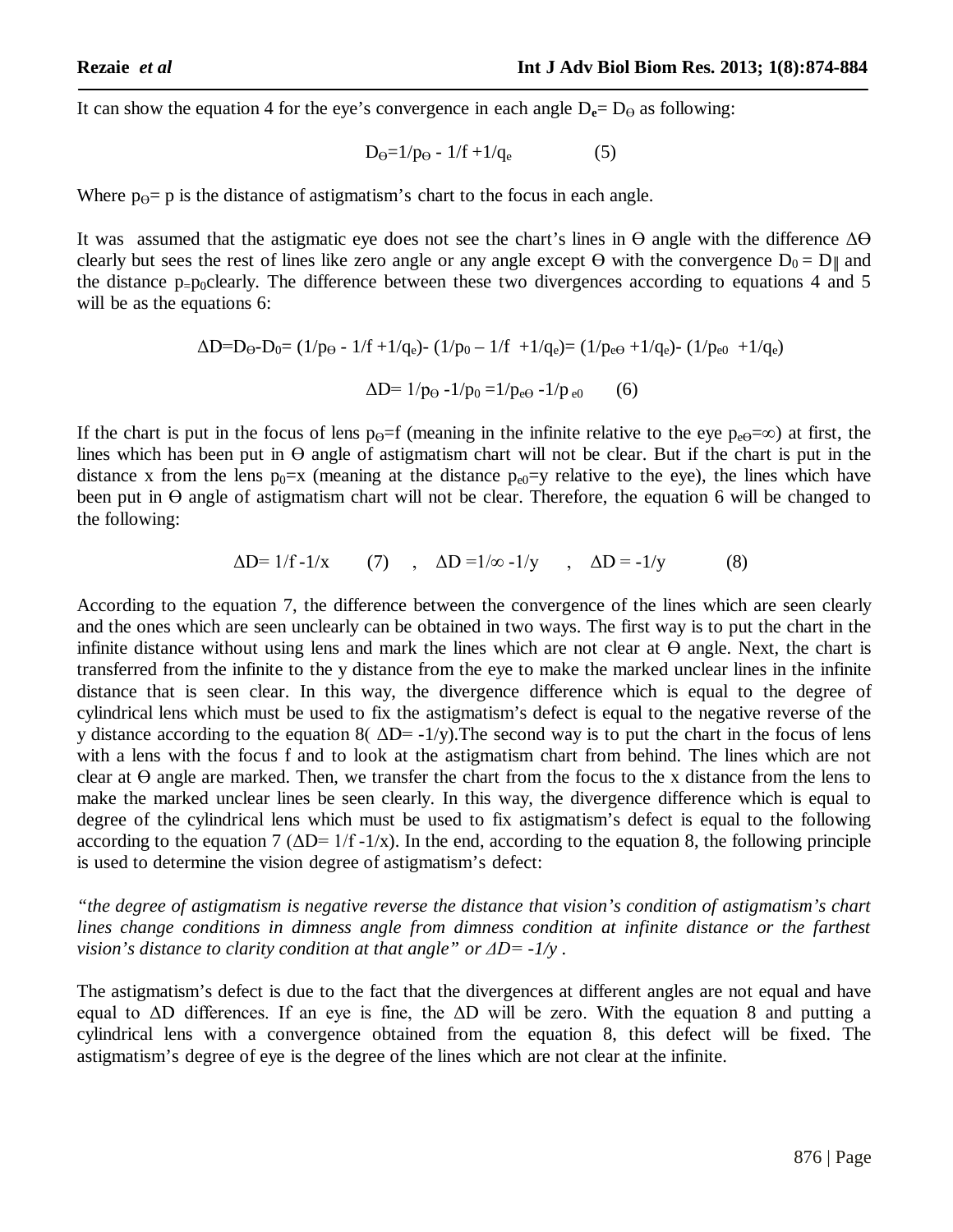It can show the equation 4 for the eye's convergence in each angle $D_e = D_\Theta$ as following:

$$D_\Theta = 1/p_\Theta - 1/f + 1/q_e \qquad (5)$$

Where $p_\Theta = p$ is the distance of astigmatism's chart to the focus in each angle.

It was assumed that the astigmatic eye does not see the chart's lines in $\Theta$ angle with the difference $\Delta\Theta$ clearly but sees the rest of lines like zero angle or any angle except $\Theta$ with the convergence $D_0 = D_\parallel$ and the distance $p = p_0$ clearly. The difference between these two divergences according to equations 4 and 5 will be as the equations 6:

$$\Delta D = D_\Theta - D_0 = (1/p_\Theta - 1/f + 1/q_e) - (1/p_0 - 1/f + 1/q_e) = (1/p_{e\Theta} + 1/q_e) - (1/p_{e0} + 1/q_e)$$

$$\Delta D = 1/p_\Theta - 1/p_0 = 1/p_{e\Theta} - 1/p_{e0} \qquad (6)$$

If the chart is put in the focus of lens $p_\Theta = f$ (meaning in the infinite relative to the eye $p_{e\Theta} = \infty$) at first, the lines which has been put in $\Theta$ angle of astigmatism chart will not be clear. But if the chart is put in the distance x from the lens $p_0 = x$ (meaning at the distance $p_{e0} = y$ relative to the eye), the lines which have been put in $\Theta$ angle of astigmatism chart will not be clear. Therefore, the equation 6 will be changed to the following:

$$\Delta D = 1/f - 1/x \qquad (7) \quad , \quad \Delta D = 1/\infty - 1/y \quad , \quad \Delta D = -1/y \qquad (8)$$

According to the equation 7, the difference between the convergence of the lines which are seen clearly and the ones which are seen unclearly can be obtained in two ways. The first way is to put the chart in the infinite distance without using lens and mark the lines which are not clear at $\Theta$ angle. Next, the chart is transferred from the infinite to the y distance from the eye to make the marked unclear lines in the infinite distance that is seen clear. In this way, the divergence difference which is equal to the degree of cylindrical lens which must be used to fix the astigmatism's defect is equal to the negative reverse of the y distance according to the equation 8( $\Delta D = -1/y$).The second way is to put the chart in the focus of lens with a lens with the focus f and to look at the astigmatism chart from behind. The lines which are not clear at $\Theta$ angle are marked. Then, we transfer the chart from the focus to the x distance from the lens to make the marked unclear lines be seen clearly. In this way, the divergence difference which is equal to degree of the cylindrical lens which must be used to fix astigmatism's defect is equal to the following according to the equation 7 ($\Delta D = 1/f - 1/x$). In the end, according to the equation 8, the following principle is used to determine the vision degree of astigmatism's defect:

*"the degree of astigmatism is negative reverse the distance that vision's condition of astigmatism's chart lines change conditions in dimness angle from dimness condition at infinite distance or the farthest vision's distance to clarity condition at that angle" or $\Delta D = -1/y$ .*

The astigmatism's defect is due to the fact that the divergences at different angles are not equal and have equal to $\Delta D$ differences. If an eye is fine, the $\Delta D$ will be zero. With the equation 8 and putting a cylindrical lens with a convergence obtained from the equation 8, this defect will be fixed. The astigmatism's degree of eye is the degree of the lines which are not clear at the infinite.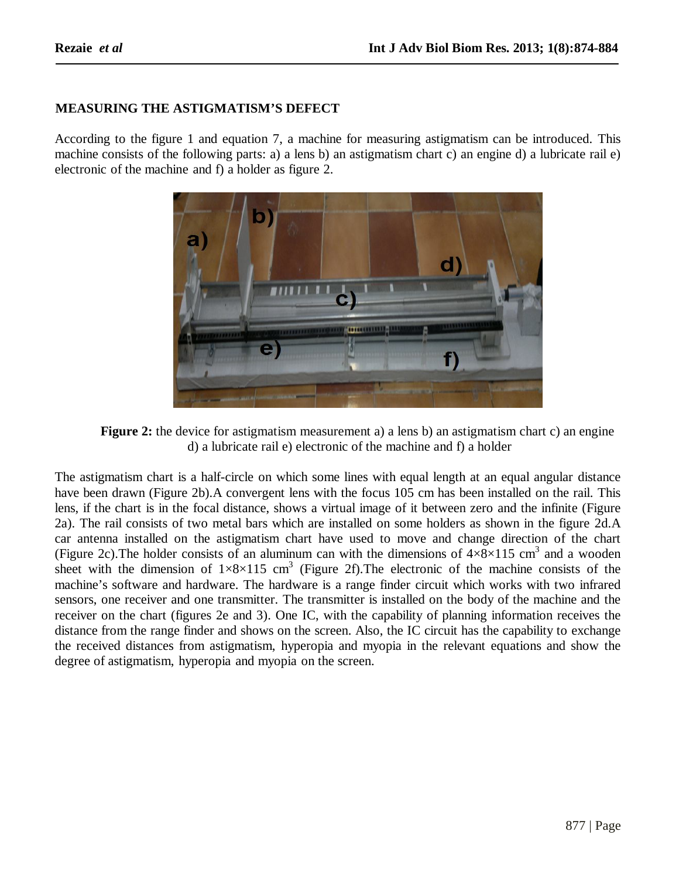## MEASURING THE ASTIGMATISM'S DEFECT

According to the figure 1 and equation 7, a machine for measuring astigmatism can be introduced. This machine consists of the following parts: a) a lens b) an astigmatism chart c) an engine d) a lubricate rail e) electronic of the machine and f) a holder as figure 2.

**Figure 2:** the device for astigmatism measurement a) a lens b) an astigmatism chart c) an engine d) a lubricate rail e) electronic of the machine and f) a holder

The astigmatism chart is a half-circle on which some lines with equal length at an equal angular distance have been drawn (Figure 2b).A convergent lens with the focus 105 cm has been installed on the rail. This lens, if the chart is in the focal distance, shows a virtual image of it between zero and the infinite (Figure 2a). The rail consists of two metal bars which are installed on some holders as shown in the figure 2d.A car antenna installed on the astigmatism chart have used to move and change direction of the chart (Figure 2c).The holder consists of an aluminum can with the dimensions of $4\times8\times115$ $cm^3$ and a wooden sheet with the dimension of $1\times8\times115$ $cm^3$ (Figure 2f).The electronic of the machine consists of the machine's software and hardware. The hardware is a range finder circuit which works with two infrared sensors, one receiver and one transmitter. The transmitter is installed on the body of the machine and the receiver on the chart (figures 2e and 3). One IC, with the capability of planning information receives the distance from the range finder and shows on the screen. Also, the IC circuit has the capability to exchange the received distances from astigmatism, hyperopia and myopia in the relevant equations and show the degree of astigmatism, hyperopia and myopia on the screen.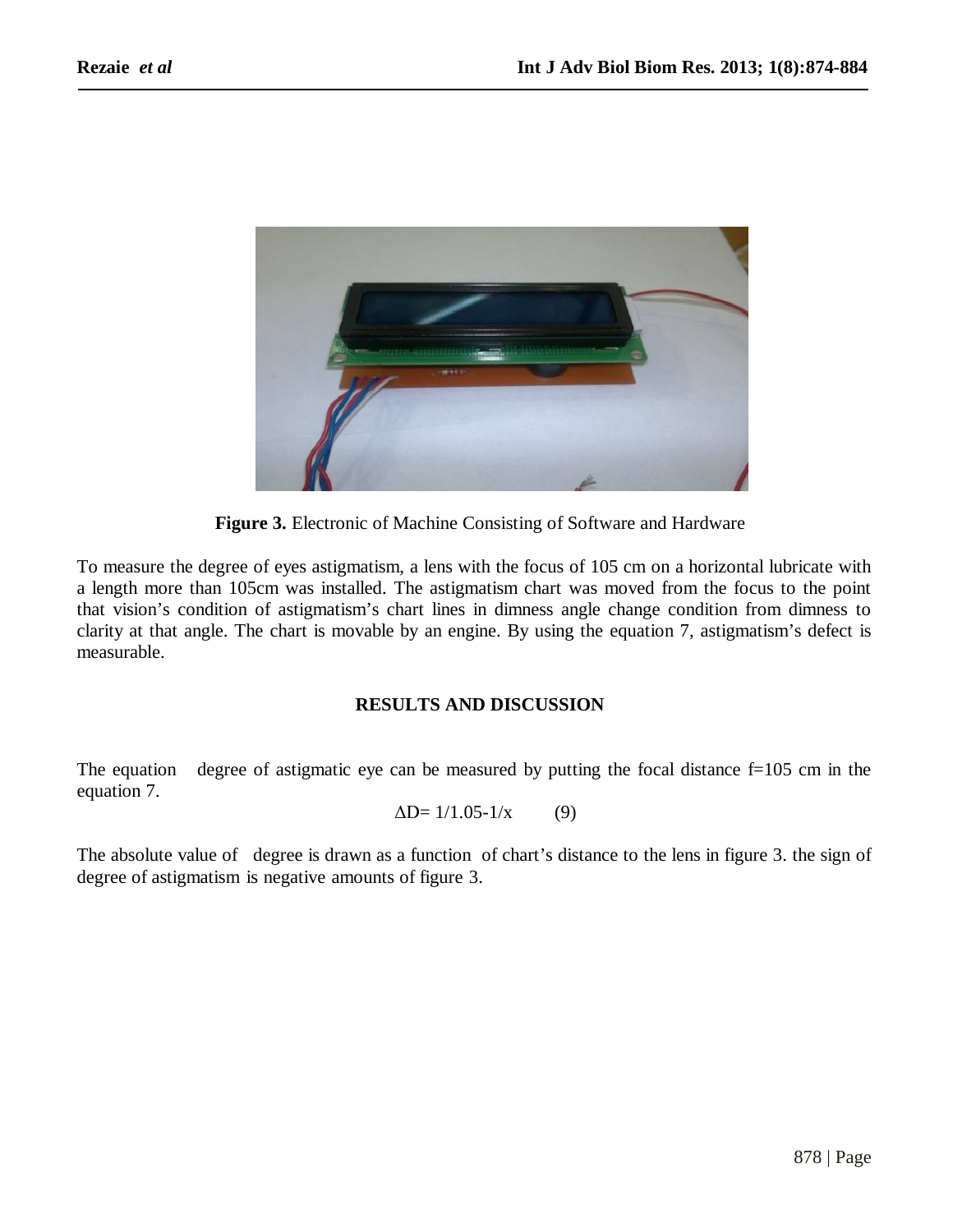**Figure 3.** Electronic of Machine Consisting of Software and Hardware

To measure the degree of eyes astigmatism, a lens with the focus of 105 cm on a horizontal lubricate with a length more than 105cm was installed. The astigmatism chart was moved from the focus to the point that vision's condition of astigmatism's chart lines in dimness angle change condition from dimness to clarity at that angle. The chart is movable by an engine. By using the equation 7, astigmatism's defect is measurable.

## RESULTS AND DISCUSSION

The equation degree of astigmatic eye can be measured by putting the focal distance f=105 cm in the equation 7.

$$\Delta D = 1/1.05 - 1/x \qquad (9)$$

The absolute value of degree is drawn as a function of chart's distance to the lens in figure 3. the sign of degree of astigmatism is negative amounts of figure 3.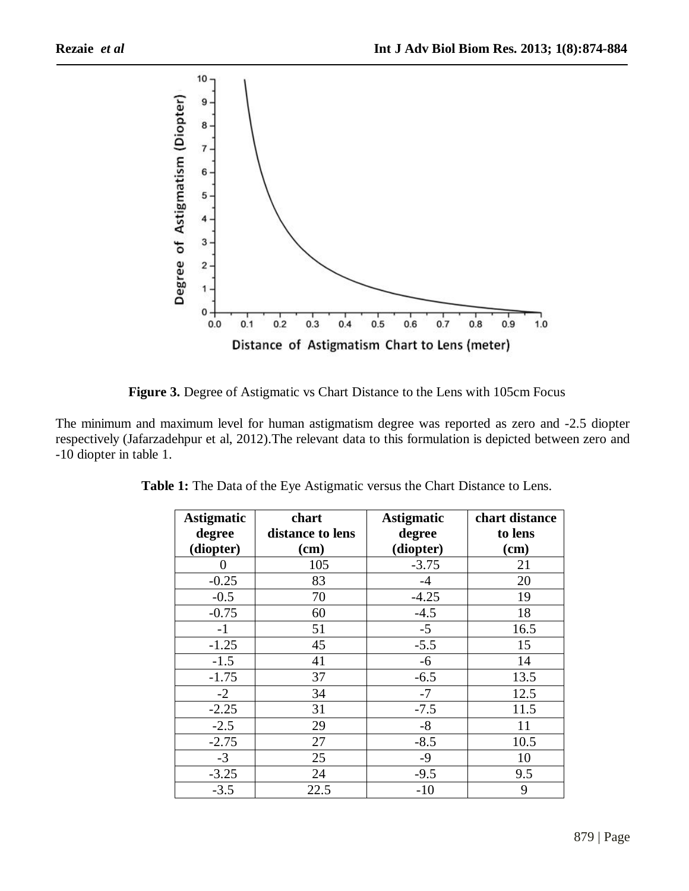**Figure 3.** Degree of Astigmatic vs Chart Distance to the Lens with 105cm Focus

The minimum and maximum level for human astigmatism degree was reported as zero and -2.5 diopter respectively (Jafarzadehpur et al, 2012).The relevant data to this formulation is depicted between zero and -10 diopter in table 1.

**Table 1:** The Data of the Eye Astigmatic versus the Chart Distance to Lens.

| Astigmatic degree (diopter) | chart distance to lens (cm) | Astigmatic degree (diopter) | chart distance to lens (cm) |
|---|---|---|---|
| 0 | 105 | -3.75 | 21 |
| -0.25 | 83 | -4 | 20 |
| -0.5 | 70 | -4.25 | 19 |
| -0.75 | 60 | -4.5 | 18 |
| -1 | 51 | -5 | 16.5 |
| -1.25 | 45 | -5.5 | 15 |
| -1.5 | 41 | -6 | 14 |
| -1.75 | 37 | -6.5 | 13.5 |
| -2 | 34 | -7 | 12.5 |
| -2.25 | 31 | -7.5 | 11.5 |
| -2.5 | 29 | -8 | 11 |
| -2.75 | 27 | -8.5 | 10.5 |
| -3 | 25 | -9 | 10 |
| -3.25 | 24 | -9.5 | 9.5 |
| -3.5 | 22.5 | -10 | 9 |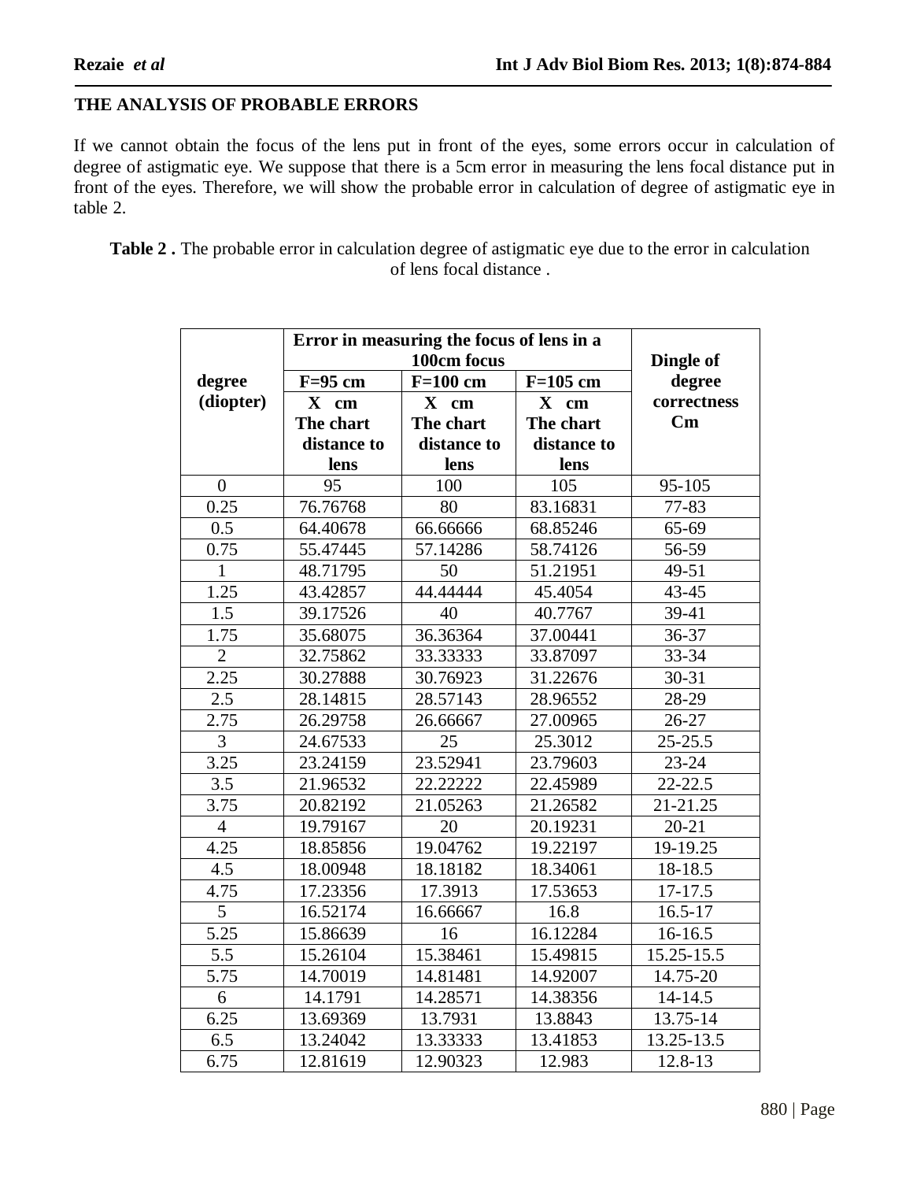## THE ANALYSIS OF PROBABLE ERRORS

If we cannot obtain the focus of the lens put in front of the eyes, some errors occur in calculation of degree of astigmatic eye. We suppose that there is a 5cm error in measuring the lens focal distance put in front of the eyes. Therefore, we will show the probable error in calculation of degree of astigmatic eye in table 2.

**Table 2 .** The probable error in calculation degree of astigmatic eye due to the error in calculation of lens focal distance .

| degree (diopter) | Error in measuring the focus of lens in a 100cm focus | | | Dingle of degree correctness Cm |
|---|---|---|---|---|
| | F=95 cm | F=100 cm | F=105 cm | |
| | X cm The chart distance to lens | X cm The chart distance to lens | X cm The chart distance to lens | |
| 0 | 95 | 100 | 105 | 95-105 |
| 0.25 | 76.76768 | 80 | 83.16831 | 77-83 |
| 0.5 | 64.40678 | 66.66666 | 68.85246 | 65-69 |
| 0.75 | 55.47445 | 57.14286 | 58.74126 | 56-59 |
| 1 | 48.71795 | 50 | 51.21951 | 49-51 |
| 1.25 | 43.42857 | 44.44444 | 45.4054 | 43-45 |
| 1.5 | 39.17526 | 40 | 40.7767 | 39-41 |
| 1.75 | 35.68075 | 36.36364 | 37.00441 | 36-37 |
| 2 | 32.75862 | 33.33333 | 33.87097 | 33-34 |
| 2.25 | 30.27888 | 30.76923 | 31.22676 | 30-31 |
| 2.5 | 28.14815 | 28.57143 | 28.96552 | 28-29 |
| 2.75 | 26.29758 | 26.66667 | 27.00965 | 26-27 |
| 3 | 24.67533 | 25 | 25.3012 | 25-25.5 |
| 3.25 | 23.24159 | 23.52941 | 23.79603 | 23-24 |
| 3.5 | 21.96532 | 22.22222 | 22.45989 | 22-22.5 |
| 3.75 | 20.82192 | 21.05263 | 21.26582 | 21-21.25 |
| 4 | 19.79167 | 20 | 20.19231 | 20-21 |
| 4.25 | 18.85856 | 19.04762 | 19.22197 | 19-19.25 |
| 4.5 | 18.00948 | 18.18182 | 18.34061 | 18-18.5 |
| 4.75 | 17.23356 | 17.3913 | 17.53653 | 17-17.5 |
| 5 | 16.52174 | 16.66667 | 16.8 | 16.5-17 |
| 5.25 | 15.86639 | 16 | 16.12284 | 16-16.5 |
| 5.5 | 15.26104 | 15.38461 | 15.49815 | 15.25-15.5 |
| 5.75 | 14.70019 | 14.81481 | 14.92007 | 14.75-20 |
| 6 | 14.1791 | 14.28571 | 14.38356 | 14-14.5 |
| 6.25 | 13.69369 | 13.7931 | 13.8843 | 13.75-14 |
| 6.5 | 13.24042 | 13.33333 | 13.41853 | 13.25-13.5 |
| 6.75 | 12.81619 | 12.90323 | 12.983 | 12.8-13 |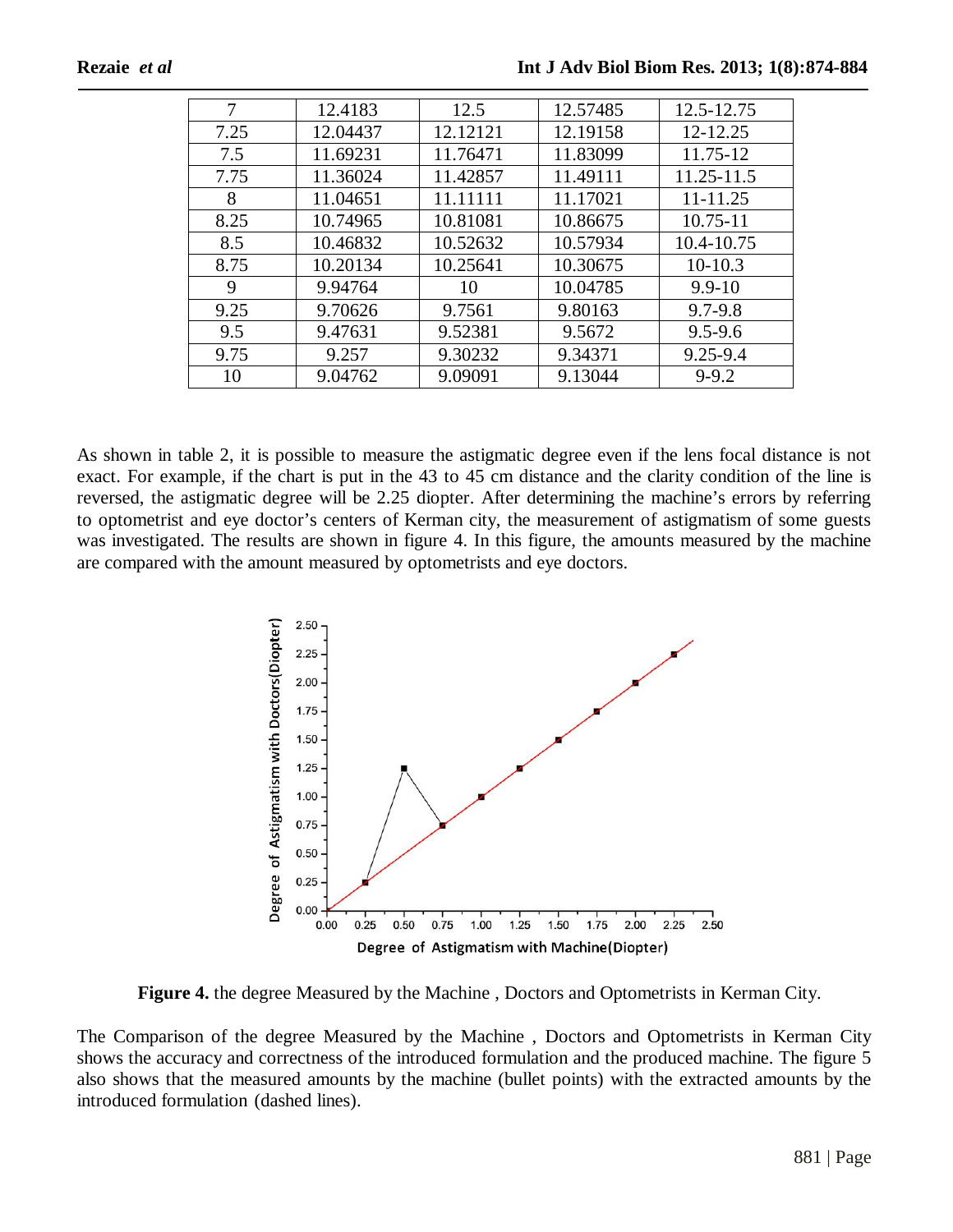| 7 | 12.4183 | 12.5 | 12.57485 | 12.5-12.75 |
|---|---|---|---|---|
| 7.25 | 12.04437 | 12.12121 | 12.19158 | 12-12.25 |
| 7.5 | 11.69231 | 11.76471 | 11.83099 | 11.75-12 |
| 7.75 | 11.36024 | 11.42857 | 11.49111 | 11.25-11.5 |
| 8 | 11.04651 | 11.11111 | 11.17021 | 11-11.25 |
| 8.25 | 10.74965 | 10.81081 | 10.86675 | 10.75-11 |
| 8.5 | 10.46832 | 10.52632 | 10.57934 | 10.4-10.75 |
| 8.75 | 10.20134 | 10.25641 | 10.30675 | 10-10.3 |
| 9 | 9.94764 | 10 | 10.04785 | 9.9-10 |
| 9.25 | 9.70626 | 9.7561 | 9.80163 | 9.7-9.8 |
| 9.5 | 9.47631 | 9.52381 | 9.5672 | 9.5-9.6 |
| 9.75 | 9.257 | 9.30232 | 9.34371 | 9.25-9.4 |
| 10 | 9.04762 | 9.09091 | 9.13044 | 9-9.2 |

As shown in table 2, it is possible to measure the astigmatic degree even if the lens focal distance is not exact. For example, if the chart is put in the 43 to 45 cm distance and the clarity condition of the line is reversed, the astigmatic degree will be 2.25 diopter. After determining the machine's errors by referring to optometrist and eye doctor's centers of Kerman city, the measurement of astigmatism of some guests was investigated. The results are shown in figure 4. In this figure, the amounts measured by the machine are compared with the amount measured by optometrists and eye doctors.

**Figure 4.** the degree Measured by the Machine , Doctors and Optometrists in Kerman City.

The Comparison of the degree Measured by the Machine , Doctors and Optometrists in Kerman City shows the accuracy and correctness of the introduced formulation and the produced machine. The figure 5 also shows that the measured amounts by the machine (bullet points) with the extracted amounts by the introduced formulation (dashed lines).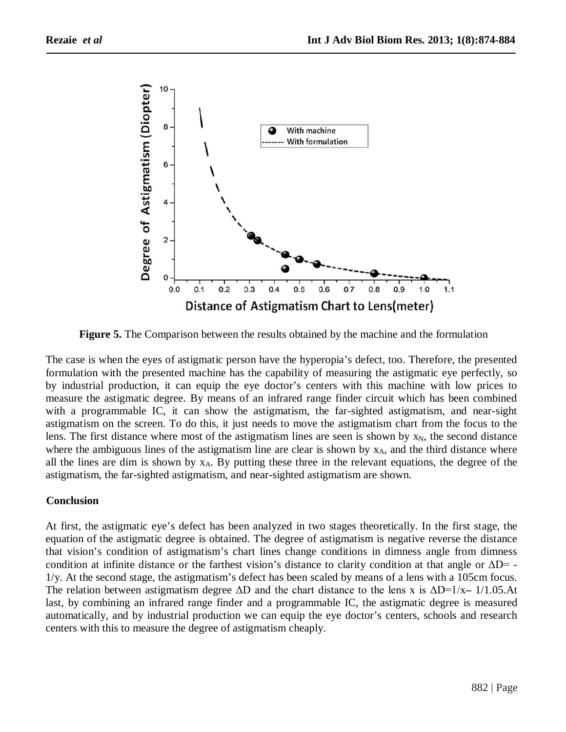**Figure 5.** The Comparison between the results obtained by the machine and the formulation

The case is when the eyes of astigmatic person have the hyperopia's defect, too. Therefore, the presented formulation with the presented machine has the capability of measuring the astigmatic eye perfectly, so by industrial production, it can equip the eye doctor's centers with this machine with low prices to measure the astigmatic degree. By means of an infrared range finder circuit which has been combined with a programmable IC, it can show the astigmatism, the far-sighted astigmatism, and near-sight astigmatism on the screen. To do this, it just needs to move the astigmatism chart from the focus to the lens. The first distance where most of the astigmatism lines are seen is shown by $x_N$, the second distance where the ambiguous lines of the astigmatism line are clear is shown by $x_A$, and the third distance where all the lines are dim is shown by $x_A$. By putting these three in the relevant equations, the degree of the astigmatism, the far-sighted astigmatism, and near-sighted astigmatism are shown.

## Conclusion

At first, the astigmatic eye's defect has been analyzed in two stages theoretically. In the first stage, the equation of the astigmatic degree is obtained. The degree of astigmatism is negative reverse the distance that vision's condition of astigmatism's chart lines change conditions in dimness angle from dimness condition at infinite distance or the farthest vision's distance to clarity condition at that angle or $\Delta D = -1/y$. At the second stage, the astigmatism's defect has been scaled by means of a lens with a 105cm focus. The relation between astigmatism degree $\Delta D$ and the chart distance to the lens x is $\Delta D = 1/x - 1/1.05$. At last, by combining an infrared range finder and a programmable IC, the astigmatic degree is measured automatically, and by industrial production we can equip the eye doctor's centers, schools and research centers with this to measure the degree of astigmatism cheaply.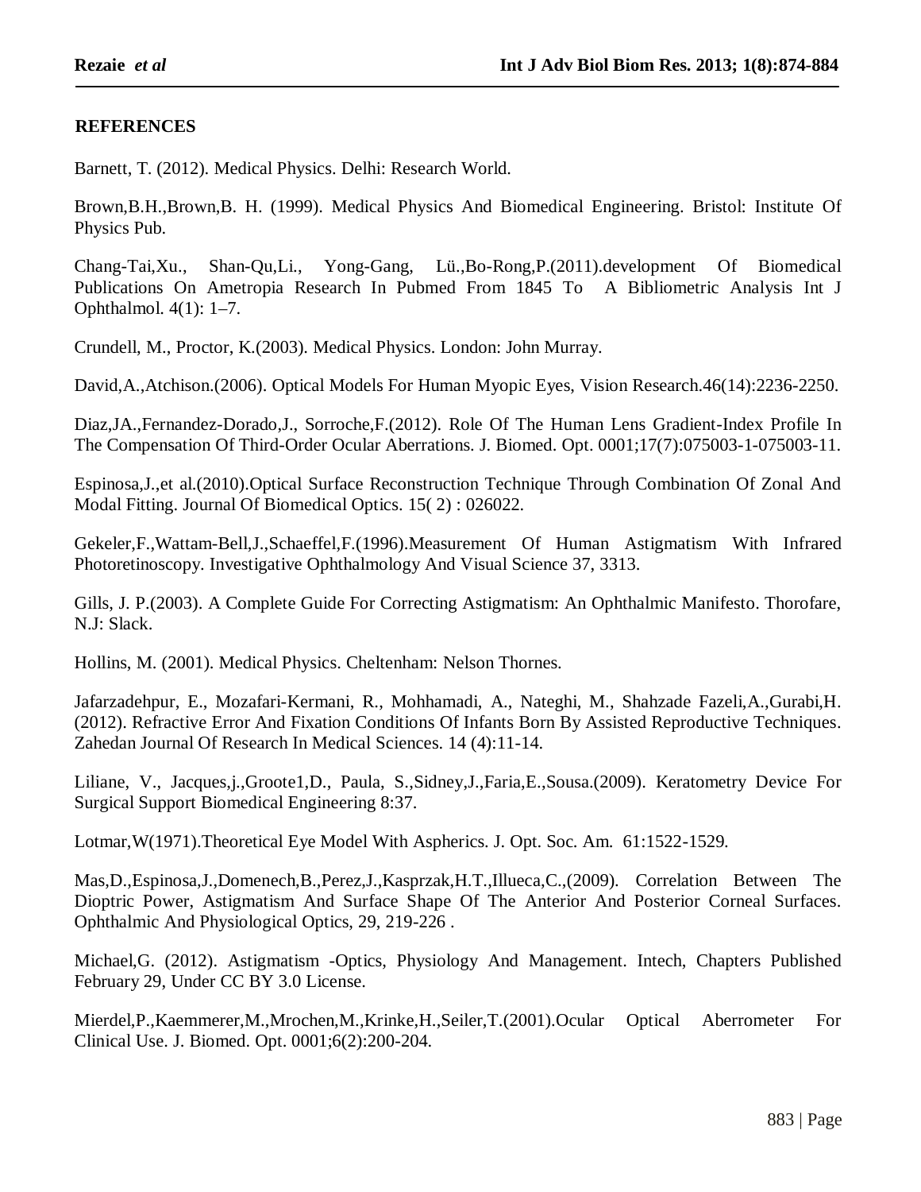## REFERENCES

Barnett, T. (2012). Medical Physics. Delhi: Research World.

Brown,B.H.,Brown,B. H. (1999). Medical Physics And Biomedical Engineering. Bristol: Institute Of Physics Pub.

Chang-Tai,Xu., Shan-Qu,Li., Yong-Gang, Lü.,Bo-Rong,P.(2011).development Of Biomedical Publications On Ametropia Research In Pubmed From 1845 To A Bibliometric Analysis Int J Ophthalmol. 4(1): 1–7.

Crundell, M., Proctor, K.(2003). Medical Physics. London: John Murray.

David,A.,Atchison.(2006). Optical Models For Human Myopic Eyes, Vision Research.46(14):2236-2250.

Diaz,JA.,Fernandez-Dorado,J., Sorroche,F.(2012). Role Of The Human Lens Gradient-Index Profile In The Compensation Of Third-Order Ocular Aberrations. J. Biomed. Opt. 0001;17(7):075003-1-075003-11.

Espinosa,J.,et al.(2010).Optical Surface Reconstruction Technique Through Combination Of Zonal And Modal Fitting. Journal Of Biomedical Optics. 15( 2) : 026022.

Gekeler,F.,Wattam-Bell,J.,Schaeffel,F.(1996).Measurement Of Human Astigmatism With Infrared Photoretinoscopy. Investigative Ophthalmology And Visual Science 37, 3313.

Gills, J. P.(2003). A Complete Guide For Correcting Astigmatism: An Ophthalmic Manifesto. Thorofare, N.J: Slack.

Hollins, M. (2001). Medical Physics. Cheltenham: Nelson Thornes.

Jafarzadehpur, E., Mozafari-Kermani, R., Mohhamadi, A., Nateghi, M., Shahzade Fazeli,A.,Gurabi,H.(2012). Refractive Error And Fixation Conditions Of Infants Born By Assisted Reproductive Techniques. Zahedan Journal Of Research In Medical Sciences. 14 (4):11-14.

Liliane, V., Jacques,j.,Groote1,D., Paula, S.,Sidney,J.,Faria,E.,Sousa.(2009). Keratometry Device For Surgical Support Biomedical Engineering 8:37.

Lotmar,W(1971).Theoretical Eye Model With Aspherics. J. Opt. Soc. Am. 61:1522-1529.

Mas,D.,Espinosa,J.,Domenech,B.,Perez,J.,Kasprzak,H.T.,Illueca,C.,(2009). Correlation Between The Dioptric Power, Astigmatism And Surface Shape Of The Anterior And Posterior Corneal Surfaces. Ophthalmic And Physiological Optics, 29, 219-226 .

Michael,G. (2012). Astigmatism -Optics, Physiology And Management. Intech, Chapters Published February 29, Under CC BY 3.0 License.

Mierdel,P.,Kaemmerer,M.,Mrochen,M.,Krinke,H.,Seiler,T.(2001).Ocular Optical Aberrometer For Clinical Use. J. Biomed. Opt. 0001;6(2):200-204.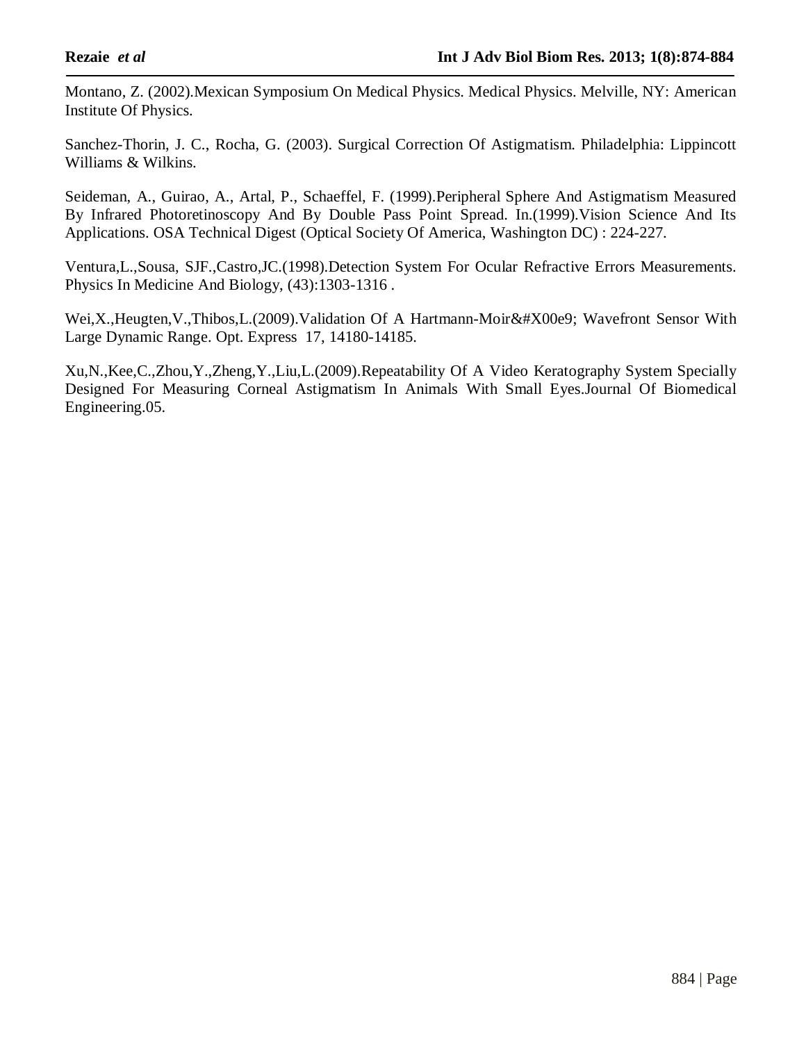Montano, Z. (2002).Mexican Symposium On Medical Physics. Medical Physics. Melville, NY: American Institute Of Physics.

Sanchez-Thorin, J. C., Rocha, G. (2003). Surgical Correction Of Astigmatism. Philadelphia: Lippincott Williams & Wilkins.

Seideman, A., Guirao, A., Artal, P., Schaeffel, F. (1999).Peripheral Sphere And Astigmatism Measured By Infrared Photoretinoscopy And By Double Pass Point Spread. In.(1999).Vision Science And Its Applications. OSA Technical Digest (Optical Society Of America, Washington DC) : 224-227.

Ventura,L.,Sousa, SJF.,Castro,JC.(1998).Detection System For Ocular Refractive Errors Measurements. Physics In Medicine And Biology, (43):1303-1316 .

Wei,X.,Heugten,V.,Thibos,L.(2009).Validation Of A Hartmann-Moir&#X00e9; Wavefront Sensor With Large Dynamic Range. Opt. Express 17, 14180-14185.

Xu,N.,Kee,C.,Zhou,Y.,Zheng,Y.,Liu,L.(2009).Repeatability Of A Video Keratography System Specially Designed For Measuring Corneal Astigmatism In Animals With Small Eyes.Journal Of Biomedical Engineering.05.